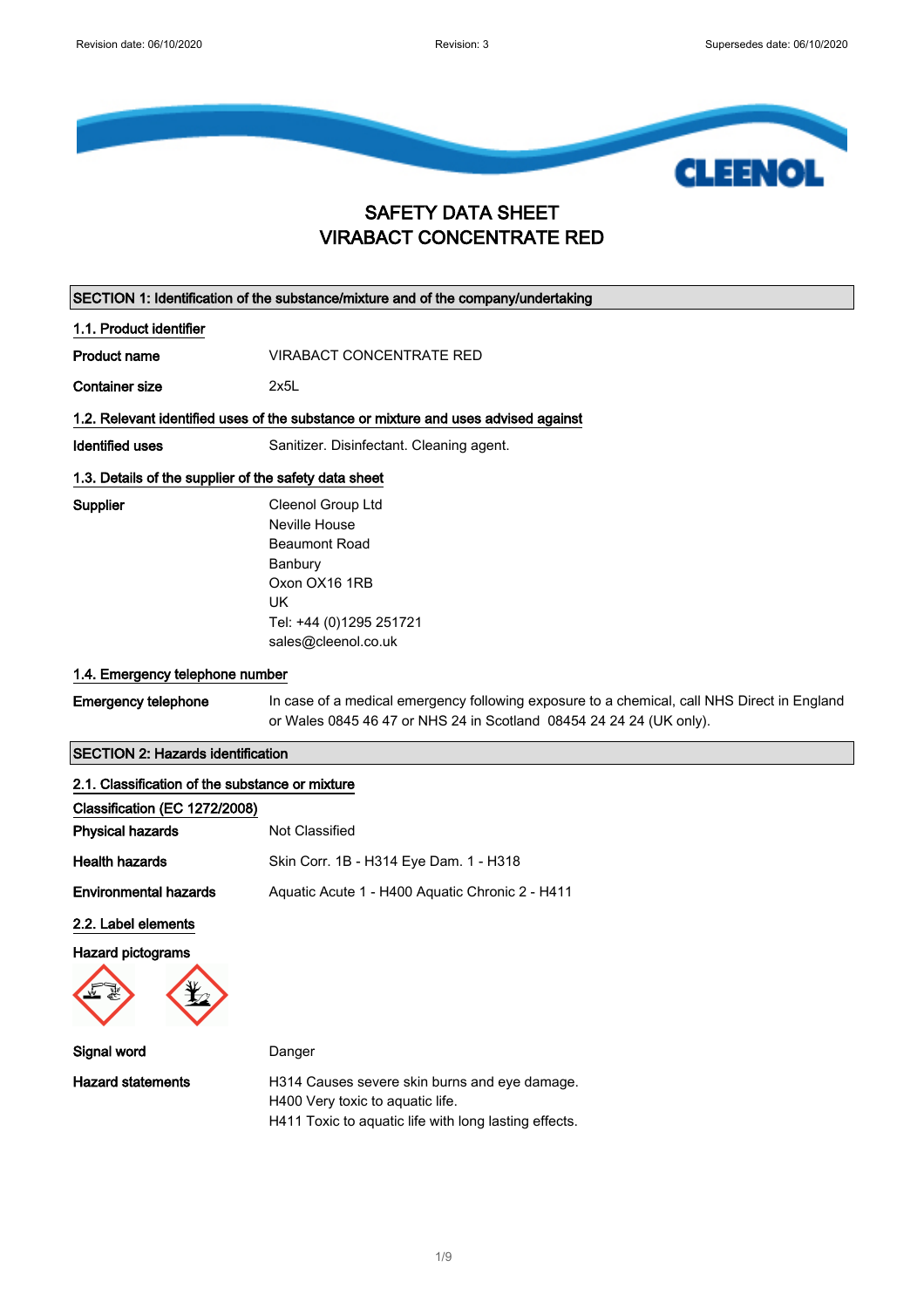# SAFETY DATA SHEET
# VIRABACT CONCENTRATE RED

## SECTION 1: Identification of the substance/mixture and of the company/undertaking

### 1.1. Product identifier

**Product name** VIRABACT CONCENTRATE RED

**Container size** 2x5L

### 1.2. Relevant identified uses of the substance or mixture and uses advised against

**Identified uses** Sanitizer. Disinfectant. Cleaning agent.

### 1.3. Details of the supplier of the safety data sheet

**Supplier**
Cleenol Group Ltd
Neville House
Beaumont Road
Banbury
Oxon OX16 1RB
UK
Tel: +44 (0)1295 251721
sales@cleenol.co.uk

### 1.4. Emergency telephone number

**Emergency telephone** In case of a medical emergency following exposure to a chemical, call NHS Direct in England or Wales 0845 46 47 or NHS 24 in Scotland 08454 24 24 24 (UK only).

## SECTION 2: Hazards identification

### 2.1. Classification of the substance or mixture

**Classification (EC 1272/2008)**

**Physical hazards** Not Classified

**Health hazards** Skin Corr. 1B - H314 Eye Dam. 1 - H318

**Environmental hazards** Aquatic Acute 1 - H400 Aquatic Chronic 2 - H411

### 2.2. Label elements

**Hazard pictograms**

**Signal word** Danger

**Hazard statements**
H314 Causes severe skin burns and eye damage.
H400 Very toxic to aquatic life.
H411 Toxic to aquatic life with long lasting effects.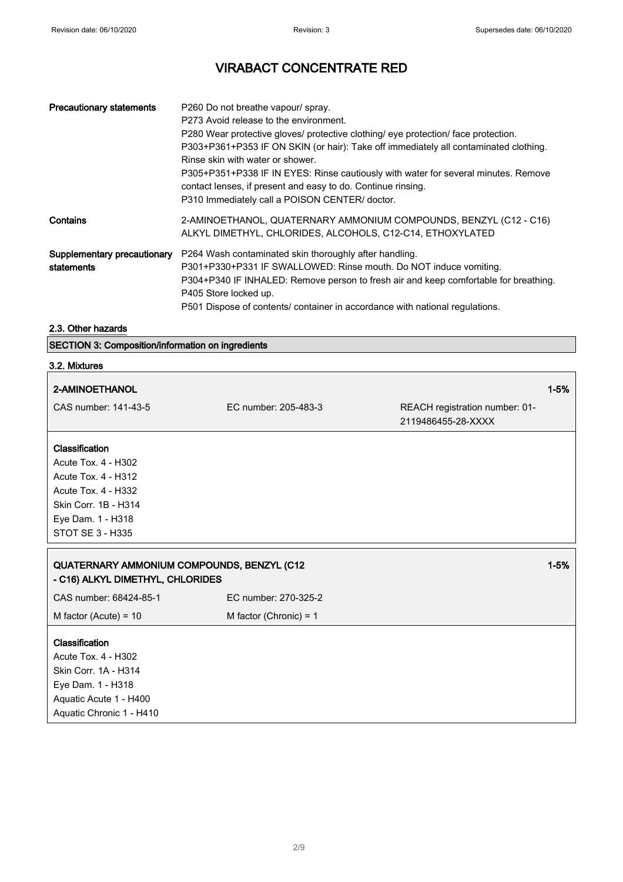| | |
|---|---|
| **Precautionary statements** | P260 Do not breathe vapour/ spray.<br>P273 Avoid release to the environment.<br>P280 Wear protective gloves/ protective clothing/ eye protection/ face protection.<br>P303+P361+P353 IF ON SKIN (or hair): Take off immediately all contaminated clothing. Rinse skin with water or shower.<br>P305+P351+P338 IF IN EYES: Rinse cautiously with water for several minutes. Remove contact lenses, if present and easy to do. Continue rinsing.<br>P310 Immediately call a POISON CENTER/ doctor. |
| **Contains** | 2-AMINOETHANOL, QUATERNARY AMMONIUM COMPOUNDS, BENZYL (C12 - C16) ALKYL DIMETHYL, CHLORIDES, ALCOHOLS, C12-C14, ETHOXYLATED |
| **Supplementary precautionary statements** | P264 Wash contaminated skin thoroughly after handling.<br>P301+P330+P331 IF SWALLOWED: Rinse mouth. Do NOT induce vomiting.<br>P304+P340 IF INHALED: Remove person to fresh air and keep comfortable for breathing.<br>P405 Store locked up.<br>P501 Dispose of contents/ container in accordance with national regulations. |

### 2.3. Other hazards

## SECTION 3: Composition/information on ingredients

### 3.2. Mixtures

**2-AMINOETHANOL** 1-5%

CAS number: 141-43-5 | EC number: 205-483-3 | REACH registration number: 01-2119486455-28-XXXX

**Classification**

Acute Tox. 4 - H302
Acute Tox. 4 - H312
Acute Tox. 4 - H332
Skin Corr. 1B - H314
Eye Dam. 1 - H318
STOT SE 3 - H335

**QUATERNARY AMMONIUM COMPOUNDS, BENZYL (C12 - C16) ALKYL DIMETHYL, CHLORIDES** 1-5%

CAS number: 68424-85-1 | EC number: 270-325-2

M factor (Acute) = 10 | M factor (Chronic) = 1

**Classification**

Acute Tox. 4 - H302
Skin Corr. 1A - H314
Eye Dam. 1 - H318
Aquatic Acute 1 - H400
Aquatic Chronic 1 - H410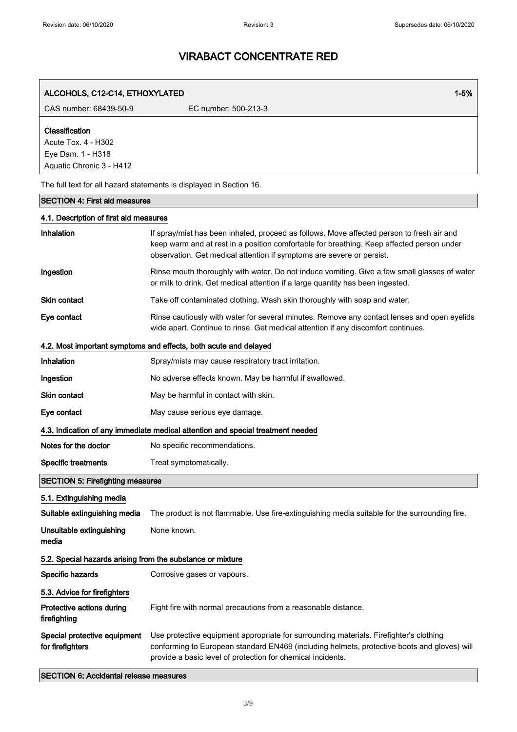# VIRABACT CONCENTRATE RED

| ALCOHOLS, C12-C14, ETHOXYLATED | | 1-5% |
| --- | --- | --- |
| CAS number: 68439-50-9 | EC number: 500-213-3 | |

**Classification**
Acute Tox. 4 - H302
Eye Dam. 1 - H318
Aquatic Chronic 3 - H412

The full text for all hazard statements is displayed in Section 16.

## SECTION 4: First aid measures

### 4.1. Description of first aid measures

| | |
| --- | --- |
| **Inhalation** | If spray/mist has been inhaled, proceed as follows. Move affected person to fresh air and keep warm and at rest in a position comfortable for breathing. Keep affected person under observation. Get medical attention if symptoms are severe or persist. |
| **Ingestion** | Rinse mouth thoroughly with water. Do not induce vomiting. Give a few small glasses of water or milk to drink. Get medical attention if a large quantity has been ingested. |
| **Skin contact** | Take off contaminated clothing. Wash skin thoroughly with soap and water. |
| **Eye contact** | Rinse cautiously with water for several minutes. Remove any contact lenses and open eyelids wide apart. Continue to rinse. Get medical attention if any discomfort continues. |

### 4.2. Most important symptoms and effects, both acute and delayed

| | |
| --- | --- |
| **Inhalation** | Spray/mists may cause respiratory tract irritation. |
| **Ingestion** | No adverse effects known. May be harmful if swallowed. |
| **Skin contact** | May be harmful in contact with skin. |
| **Eye contact** | May cause serious eye damage. |

### 4.3. Indication of any immediate medical attention and special treatment needed

| | |
| --- | --- |
| **Notes for the doctor** | No specific recommendations. |
| **Specific treatments** | Treat symptomatically. |

## SECTION 5: Firefighting measures

### 5.1. Extinguishing media

| | |
| --- | --- |
| **Suitable extinguishing media** | The product is not flammable. Use fire-extinguishing media suitable for the surrounding fire. |
| **Unsuitable extinguishing media** | None known. |

### 5.2. Special hazards arising from the substance or mixture

| | |
| --- | --- |
| **Specific hazards** | Corrosive gases or vapours. |

### 5.3. Advice for firefighters

| | |
| --- | --- |
| **Protective actions during firefighting** | Fight fire with normal precautions from a reasonable distance. |
| **Special protective equipment for firefighters** | Use protective equipment appropriate for surrounding materials. Firefighter's clothing conforming to European standard EN469 (including helmets, protective boots and gloves) will provide a basic level of protection for chemical incidents. |

## SECTION 6: Accidental release measures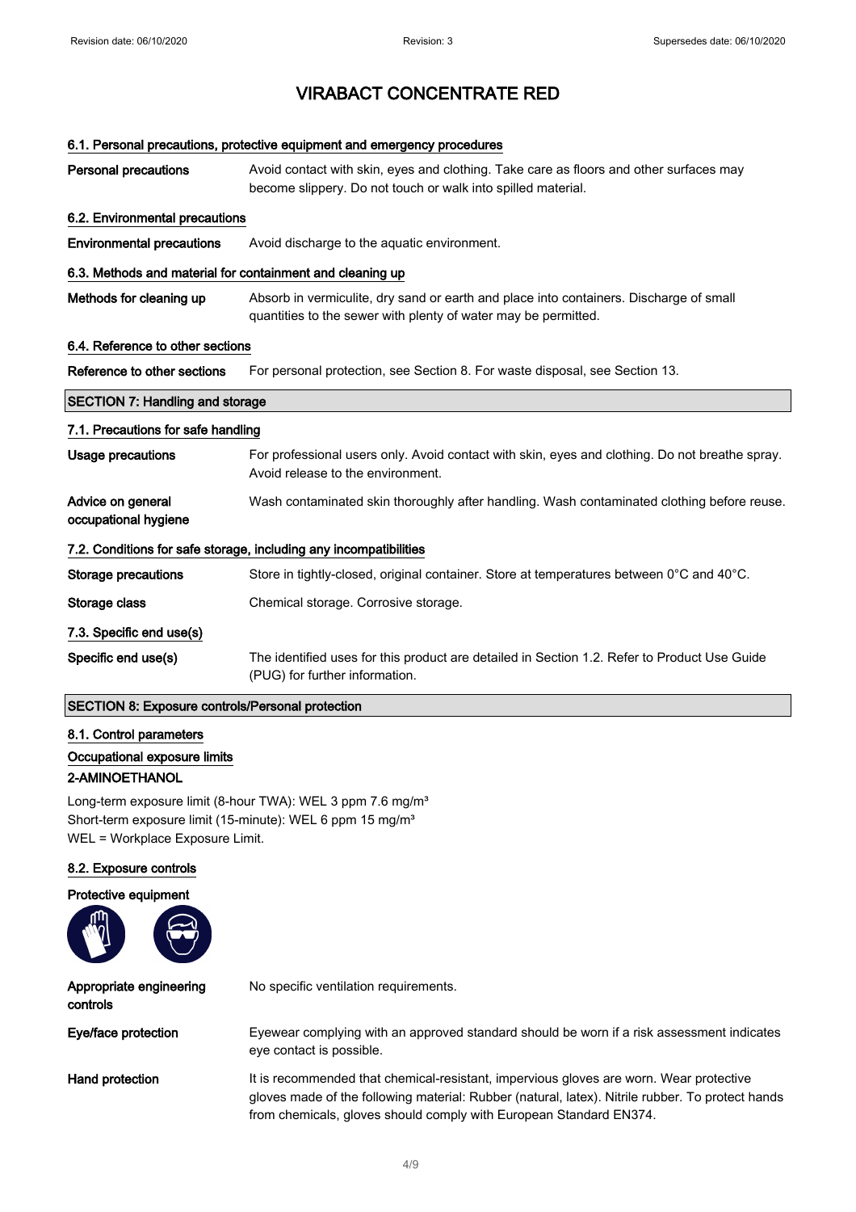### 6.1. Personal precautions, protective equipment and emergency procedures

**Personal precautions** Avoid contact with skin, eyes and clothing. Take care as floors and other surfaces may become slippery. Do not touch or walk into spilled material.

### 6.2. Environmental precautions

**Environmental precautions** Avoid discharge to the aquatic environment.

### 6.3. Methods and material for containment and cleaning up

**Methods for cleaning up** Absorb in vermiculite, dry sand or earth and place into containers. Discharge of small quantities to the sewer with plenty of water may be permitted.

### 6.4. Reference to other sections

**Reference to other sections** For personal protection, see Section 8. For waste disposal, see Section 13.

## SECTION 7: Handling and storage

### 7.1. Precautions for safe handling

**Usage precautions** For professional users only. Avoid contact with skin, eyes and clothing. Do not breathe spray. Avoid release to the environment.

**Advice on general occupational hygiene** Wash contaminated skin thoroughly after handling. Wash contaminated clothing before reuse.

### 7.2. Conditions for safe storage, including any incompatibilities

**Storage precautions** Store in tightly-closed, original container. Store at temperatures between 0°C and 40°C.

**Storage class** Chemical storage. Corrosive storage.

### 7.3. Specific end use(s)

**Specific end use(s)** The identified uses for this product are detailed in Section 1.2. Refer to Product Use Guide (PUG) for further information.

## SECTION 8: Exposure controls/Personal protection

### 8.1. Control parameters

**Occupational exposure limits**

**2-AMINOETHANOL**

Long-term exposure limit (8-hour TWA): WEL 3 ppm 7.6 mg/m³
Short-term exposure limit (15-minute): WEL 6 ppm 15 mg/m³
WEL = Workplace Exposure Limit.

### 8.2. Exposure controls

**Protective equipment**

**Appropriate engineering controls** No specific ventilation requirements.

**Eye/face protection** Eyewear complying with an approved standard should be worn if a risk assessment indicates eye contact is possible.

**Hand protection** It is recommended that chemical-resistant, impervious gloves are worn. Wear protective gloves made of the following material: Rubber (natural, latex). Nitrile rubber. To protect hands from chemicals, gloves should comply with European Standard EN374.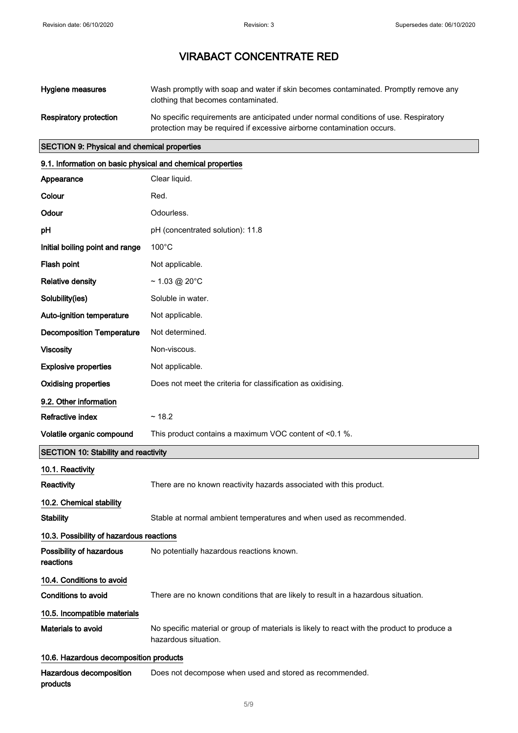# VIRABACT CONCENTRATE RED

| | |
|---|---|
| **Hygiene measures** | Wash promptly with soap and water if skin becomes contaminated. Promptly remove any clothing that becomes contaminated. |
| **Respiratory protection** | No specific requirements are anticipated under normal conditions of use. Respiratory protection may be required if excessive airborne contamination occurs. |

## SECTION 9: Physical and chemical properties

### 9.1. Information on basic physical and chemical properties

| | |
|---|---|
| **Appearance** | Clear liquid. |
| **Colour** | Red. |
| **Odour** | Odourless. |
| **pH** | pH (concentrated solution): 11.8 |
| **Initial boiling point and range** | 100°C |
| **Flash point** | Not applicable. |
| **Relative density** | ~ 1.03 @ 20°C |
| **Solubility(ies)** | Soluble in water. |
| **Auto-ignition temperature** | Not applicable. |
| **Decomposition Temperature** | Not determined. |
| **Viscosity** | Non-viscous. |
| **Explosive properties** | Not applicable. |
| **Oxidising properties** | Does not meet the criteria for classification as oxidising. |

### 9.2. Other information

| | |
|---|---|
| **Refractive index** | ~ 18.2 |
| **Volatile organic compound** | This product contains a maximum VOC content of <0.1 %. |

## SECTION 10: Stability and reactivity

### 10.1. Reactivity

| | |
|---|---|
| **Reactivity** | There are no known reactivity hazards associated with this product. |

### 10.2. Chemical stability

| | |
|---|---|
| **Stability** | Stable at normal ambient temperatures and when used as recommended. |

### 10.3. Possibility of hazardous reactions

| | |
|---|---|
| **Possibility of hazardous reactions** | No potentially hazardous reactions known. |

### 10.4. Conditions to avoid

| | |
|---|---|
| **Conditions to avoid** | There are no known conditions that are likely to result in a hazardous situation. |

### 10.5. Incompatible materials

| | |
|---|---|
| **Materials to avoid** | No specific material or group of materials is likely to react with the product to produce a hazardous situation. |

### 10.6. Hazardous decomposition products

| | |
|---|---|
| **Hazardous decomposition products** | Does not decompose when used and stored as recommended. |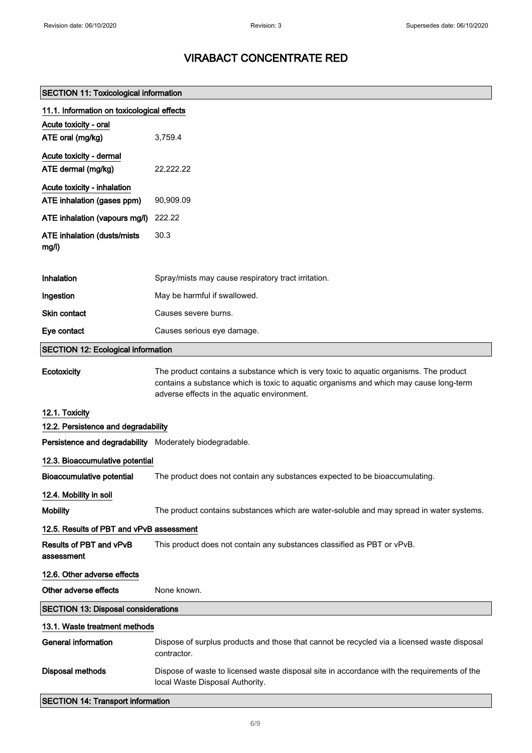# VIRABACT CONCENTRATE RED

## SECTION 11: Toxicological information

### 11.1. Information on toxicological effects

**Acute toxicity - oral**

| | |
|---|---|
| ATE oral (mg/kg) | 3,759.4 |

**Acute toxicity - dermal**

| | |
|---|---|
| ATE dermal (mg/kg) | 22,222.22 |

**Acute toxicity - inhalation**

| | |
|---|---|
| ATE inhalation (gases ppm) | 90,909.09 |
| ATE inhalation (vapours mg/l) | 222.22 |
| ATE inhalation (dusts/mists mg/l) | 30.3 |

| | |
|---|---|
| **Inhalation** | Spray/mists may cause respiratory tract irritation. |
| **Ingestion** | May be harmful if swallowed. |
| **Skin contact** | Causes severe burns. |
| **Eye contact** | Causes serious eye damage. |

## SECTION 12: Ecological information

**Ecotoxicity** The product contains a substance which is very toxic to aquatic organisms. The product contains a substance which is toxic to aquatic organisms and which may cause long-term adverse effects in the aquatic environment.

### 12.1. Toxicity

### 12.2. Persistence and degradability

**Persistence and degradability** Moderately biodegradable.

### 12.3. Bioaccumulative potential

**Bioaccumulative potential** The product does not contain any substances expected to be bioaccumulating.

### 12.4. Mobility in soil

**Mobility** The product contains substances which are water-soluble and may spread in water systems.

### 12.5. Results of PBT and vPvB assessment

**Results of PBT and vPvB assessment** This product does not contain any substances classified as PBT or vPvB.

### 12.6. Other adverse effects

**Other adverse effects** None known.

## SECTION 13: Disposal considerations

### 13.1. Waste treatment methods

**General information** Dispose of surplus products and those that cannot be recycled via a licensed waste disposal contractor.

**Disposal methods** Dispose of waste to licensed waste disposal site in accordance with the requirements of the local Waste Disposal Authority.

## SECTION 14: Transport information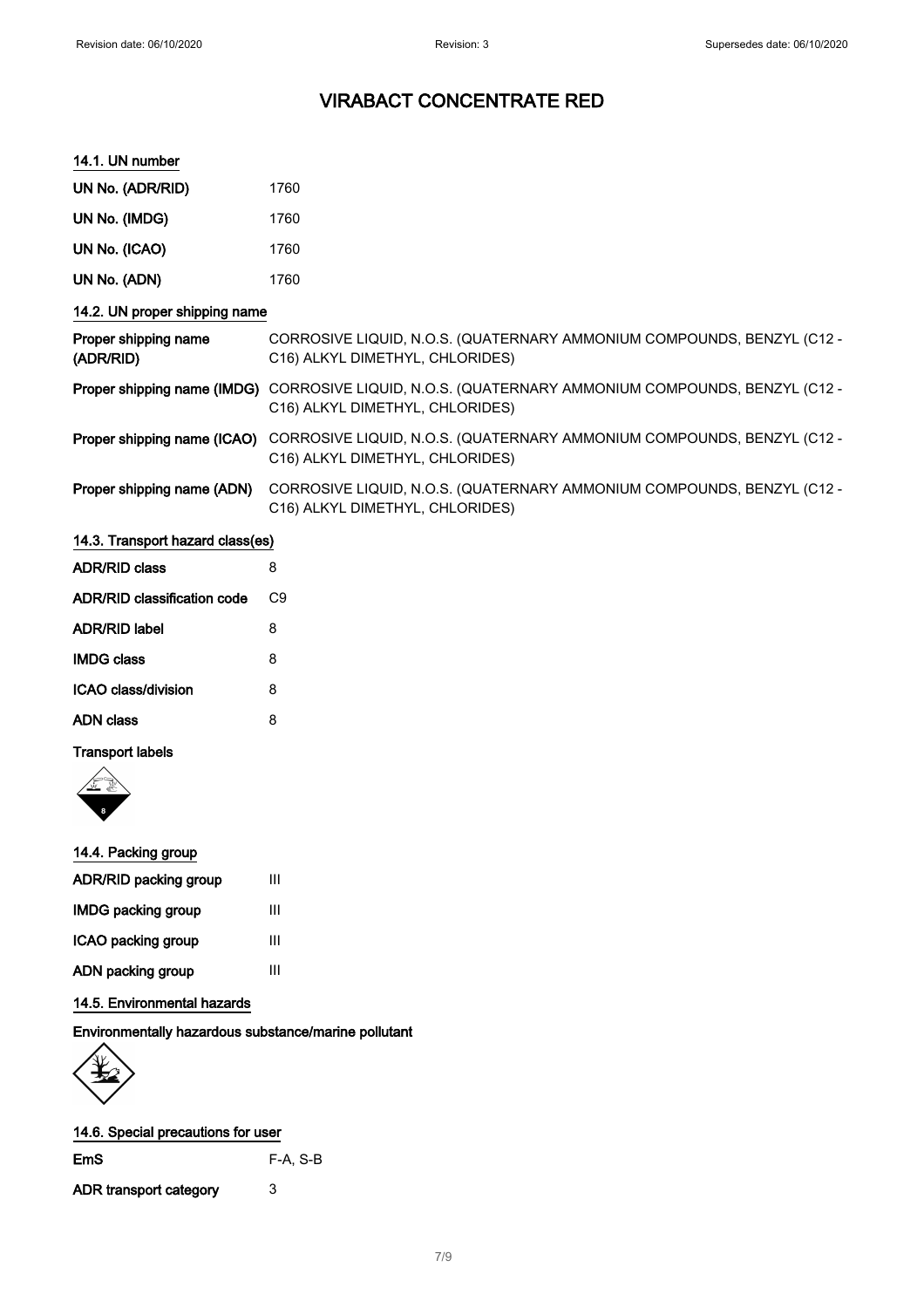# VIRABACT CONCENTRATE RED

### 14.1. UN number

| | |
|---|---|
| UN No. (ADR/RID) | 1760 |
| UN No. (IMDG) | 1760 |
| UN No. (ICAO) | 1760 |
| UN No. (ADN) | 1760 |

### 14.2. UN proper shipping name

| | |
|---|---|
| Proper shipping name (ADR/RID) | CORROSIVE LIQUID, N.O.S. (QUATERNARY AMMONIUM COMPOUNDS, BENZYL (C12 - C16) ALKYL DIMETHYL, CHLORIDES) |
| Proper shipping name (IMDG) | CORROSIVE LIQUID, N.O.S. (QUATERNARY AMMONIUM COMPOUNDS, BENZYL (C12 - C16) ALKYL DIMETHYL, CHLORIDES) |
| Proper shipping name (ICAO) | CORROSIVE LIQUID, N.O.S. (QUATERNARY AMMONIUM COMPOUNDS, BENZYL (C12 - C16) ALKYL DIMETHYL, CHLORIDES) |
| Proper shipping name (ADN) | CORROSIVE LIQUID, N.O.S. (QUATERNARY AMMONIUM COMPOUNDS, BENZYL (C12 - C16) ALKYL DIMETHYL, CHLORIDES) |

### 14.3. Transport hazard class(es)

| | |
|---|---|
| ADR/RID class | 8 |
| ADR/RID classification code | C9 |
| ADR/RID label | 8 |
| IMDG class | 8 |
| ICAO class/division | 8 |
| ADN class | 8 |

**Transport labels**

### 14.4. Packing group

| | |
|---|---|
| ADR/RID packing group | III |
| IMDG packing group | III |
| ICAO packing group | III |
| ADN packing group | III |

### 14.5. Environmental hazards

**Environmentally hazardous substance/marine pollutant**

### 14.6. Special precautions for user

| | |
|---|---|
| EmS | F-A, S-B |
| ADR transport category | 3 |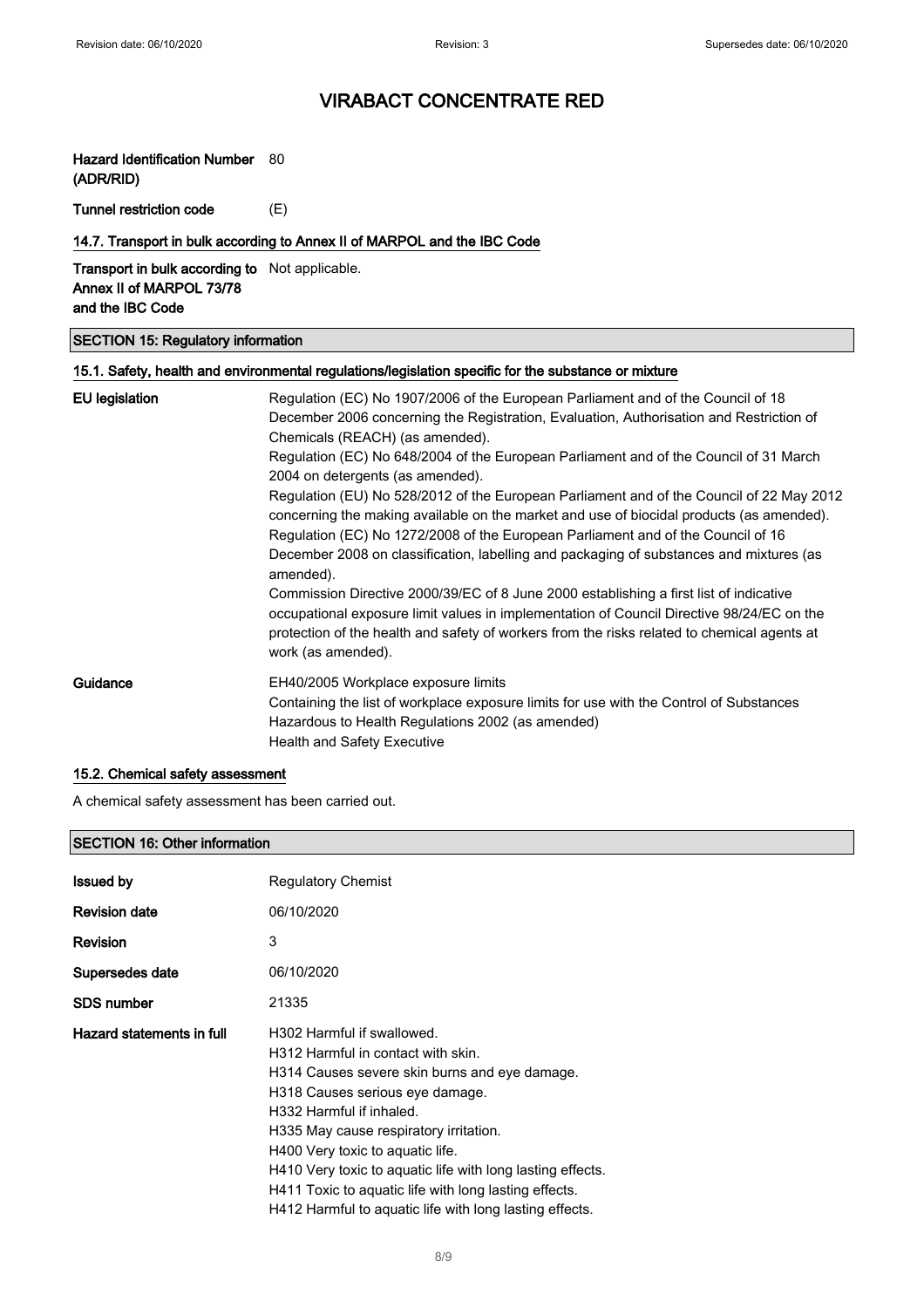| | |
|---|---|
| **Hazard Identification Number (ADR/RID)** | 80 |
| **Tunnel restriction code** | (E) |

### 14.7. Transport in bulk according to Annex II of MARPOL and the IBC Code

| | |
|---|---|
| **Transport in bulk according to Annex II of MARPOL 73/78 and the IBC Code** | Not applicable. |

## SECTION 15: Regulatory information

### 15.1. Safety, health and environmental regulations/legislation specific for the substance or mixture

**EU legislation**

Regulation (EC) No 1907/2006 of the European Parliament and of the Council of 18 December 2006 concerning the Registration, Evaluation, Authorisation and Restriction of Chemicals (REACH) (as amended).
Regulation (EC) No 648/2004 of the European Parliament and of the Council of 31 March 2004 on detergents (as amended).
Regulation (EU) No 528/2012 of the European Parliament and of the Council of 22 May 2012 concerning the making available on the market and use of biocidal products (as amended).
Regulation (EC) No 1272/2008 of the European Parliament and of the Council of 16 December 2008 on classification, labelling and packaging of substances and mixtures (as amended).
Commission Directive 2000/39/EC of 8 June 2000 establishing a first list of indicative occupational exposure limit values in implementation of Council Directive 98/24/EC on the protection of the health and safety of workers from the risks related to chemical agents at work (as amended).

**Guidance**

EH40/2005 Workplace exposure limits
Containing the list of workplace exposure limits for use with the Control of Substances Hazardous to Health Regulations 2002 (as amended)
Health and Safety Executive

### 15.2. Chemical safety assessment

A chemical safety assessment has been carried out.

## SECTION 16: Other information

| | |
|---|---|
| **Issued by** | Regulatory Chemist |
| **Revision date** | 06/10/2020 |
| **Revision** | 3 |
| **Supersedes date** | 06/10/2020 |
| **SDS number** | 21335 |

**Hazard statements in full**

H302 Harmful if swallowed.
H312 Harmful in contact with skin.
H314 Causes severe skin burns and eye damage.
H318 Causes serious eye damage.
H332 Harmful if inhaled.
H335 May cause respiratory irritation.
H400 Very toxic to aquatic life.
H410 Very toxic to aquatic life with long lasting effects.
H411 Toxic to aquatic life with long lasting effects.
H412 Harmful to aquatic life with long lasting effects.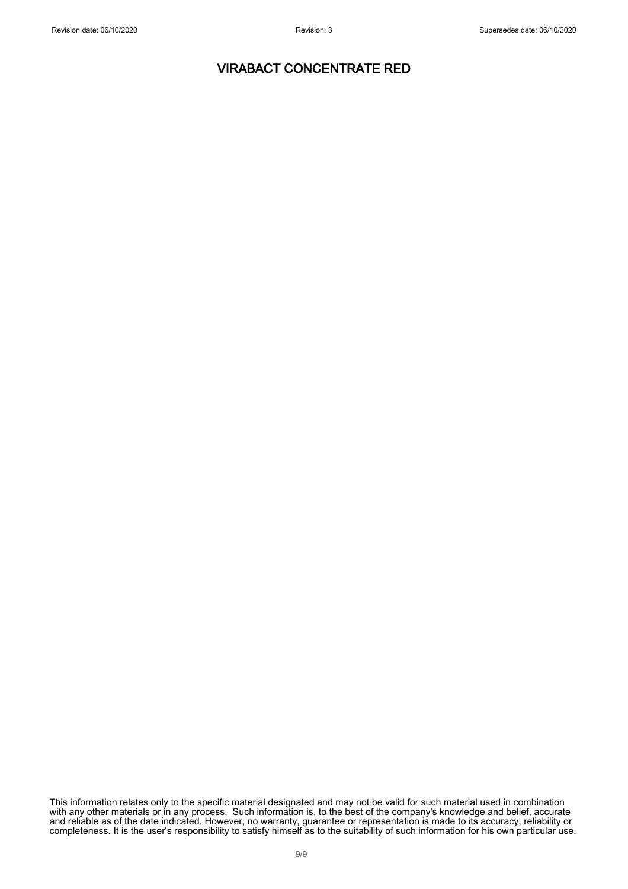This information relates only to the specific material designated and may not be valid for such material used in combination with any other materials or in any process. Such information is, to the best of the company's knowledge and belief, accurate and reliable as of the date indicated. However, no warranty, guarantee or representation is made to its accuracy, reliability or completeness. It is the user's responsibility to satisfy himself as to the suitability of such information for his own particular use.